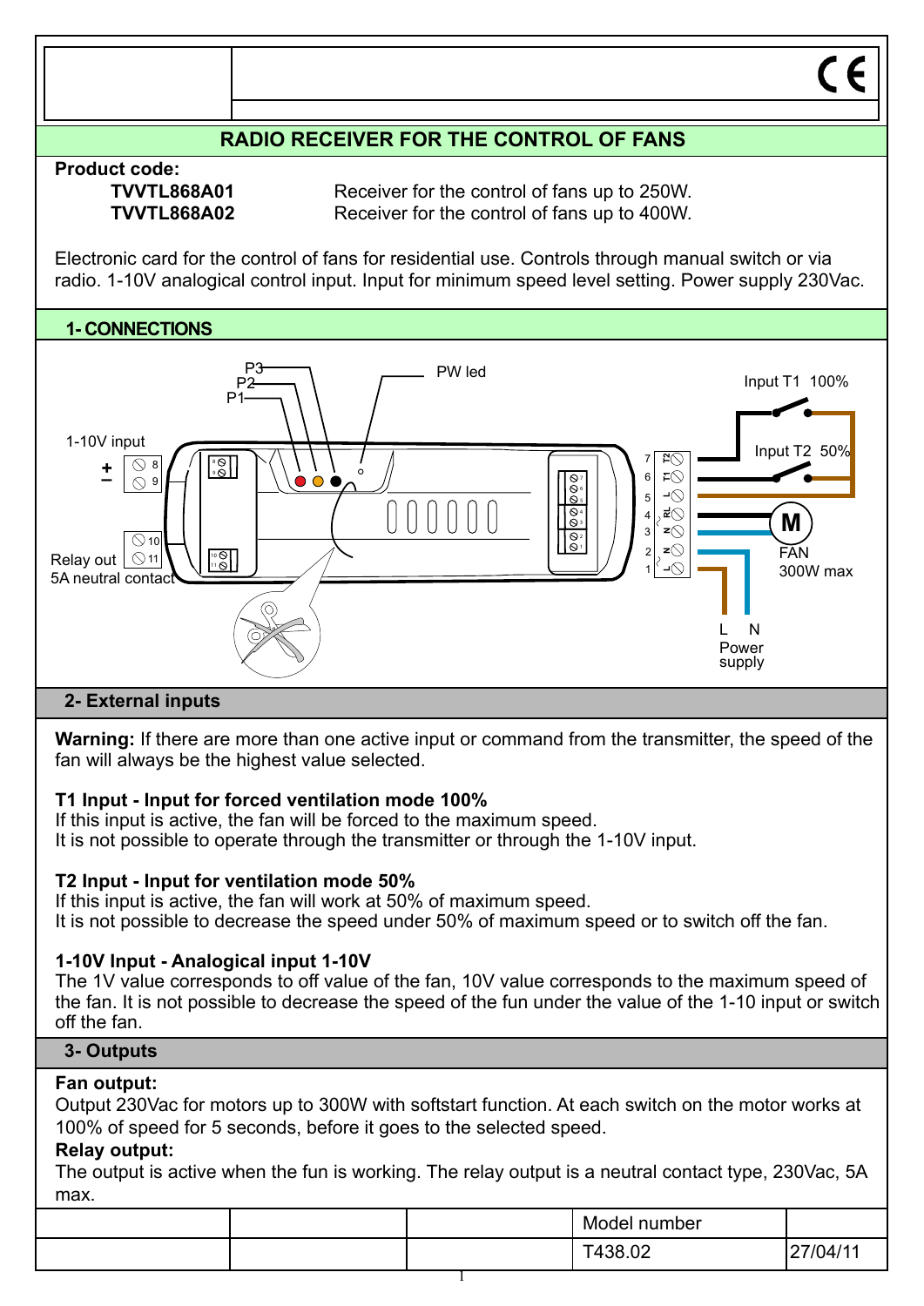## RADIO RECEIVER FOR THE CONTROL OF FANS

**Product code:**

| | |
|---|---|
| **TVVTL868A01** | Receiver for the control of fans up to 250W. |
| **TVVTL868A02** | Receiver for the control of fans up to 400W. |

Electronic card for the control of fans for residential use. Controls through manual switch or via radio. 1-10V analogical control input. Input for minimum speed level setting. Power supply 230Vac.

## 1- CONNECTIONS

P3
P2
P1
PW led
Input T1 100%
Input T2 50%
1-10V input
Relay out
5A neutral contact
FAN
300W max
L N
Power supply

## 2- External inputs

**Warning:** If there are more than one active input or command from the transmitter, the speed of the fan will always be the highest value selected.

**T1 Input - Input for forced ventilation mode 100%**
If this input is active, the fan will be forced to the maximum speed.
It is not possible to operate through the transmitter or through the 1-10V input.

**T2 Input - Input for ventilation mode 50%**
If this input is active, the fan will work at 50% of maximum speed.
It is not possible to decrease the speed under 50% of maximum speed or to switch off the fan.

**1-10V Input - Analogical input 1-10V**
The 1V value corresponds to off value of the fan, 10V value corresponds to the maximum speed of the fan. It is not possible to decrease the speed of the fun under the value of the 1-10 input or switch off the fan.

## 3- Outputs

**Fan output:**
Output 230Vac for motors up to 300W with softstart function. At each switch on the motor works at 100% of speed for 5 seconds, before it goes to the selected speed.

**Relay output:**
The output is active when the fun is working. The relay output is a neutral contact type, 230Vac, 5A max.

| | | | Model number | |
|---|---|---|---|---|
| | | | T438.02 | 27/04/11 |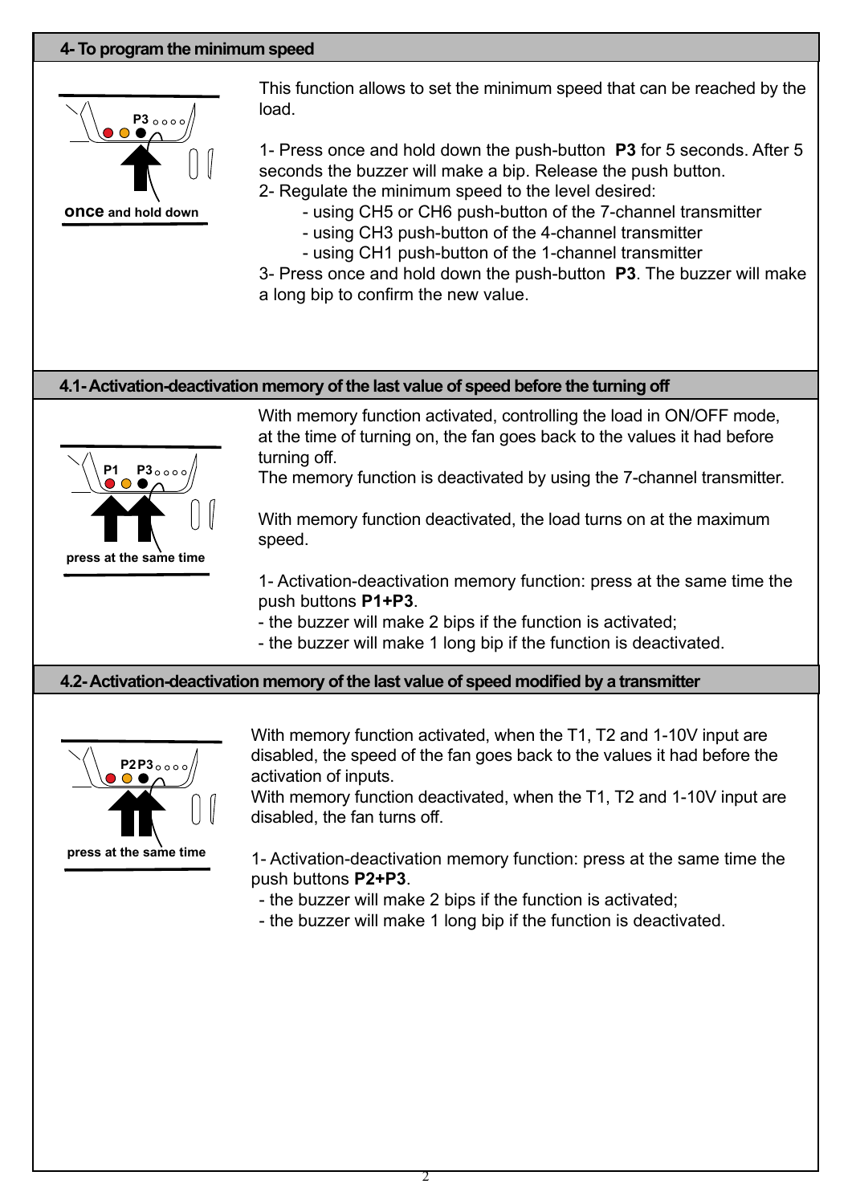## 4- To program the minimum speed

**once** and hold down

This function allows to set the minimum speed that can be reached by the load.

1- Press once and hold down the push-button **P3** for 5 seconds. After 5 seconds the buzzer will make a bip. Release the push button.
2- Regulate the minimum speed to the level desired:
- using CH5 or CH6 push-button of the 7-channel transmitter
- using CH3 push-button of the 4-channel transmitter
- using CH1 push-button of the 1-channel transmitter

3- Press once and hold down the push-button **P3**. The buzzer will make a long bip to confirm the new value.

## 4.1- Activation-deactivation memory of the last value of speed before the turning off

press at the same time

With memory function activated, controlling the load in ON/OFF mode, at the time of turning on, the fan goes back to the values it had before turning off.
The memory function is deactivated by using the 7-channel transmitter.

With memory function deactivated, the load turns on at the maximum speed.

1- Activation-deactivation memory function: press at the same time the push buttons **P1+P3**.
- the buzzer will make 2 bips if the function is activated;
- the buzzer will make 1 long bip if the function is deactivated.

## 4.2- Activation-deactivation memory of the last value of speed modified by a transmitter

press at the same time

With memory function activated, when the T1, T2 and 1-10V input are disabled, the speed of the fan goes back to the values it had before the activation of inputs.
With memory function deactivated, when the T1, T2 and 1-10V input are disabled, the fan turns off.

1- Activation-deactivation memory function: press at the same time the push buttons **P2+P3**.
- the buzzer will make 2 bips if the function is activated;
- the buzzer will make 1 long bip if the function is deactivated.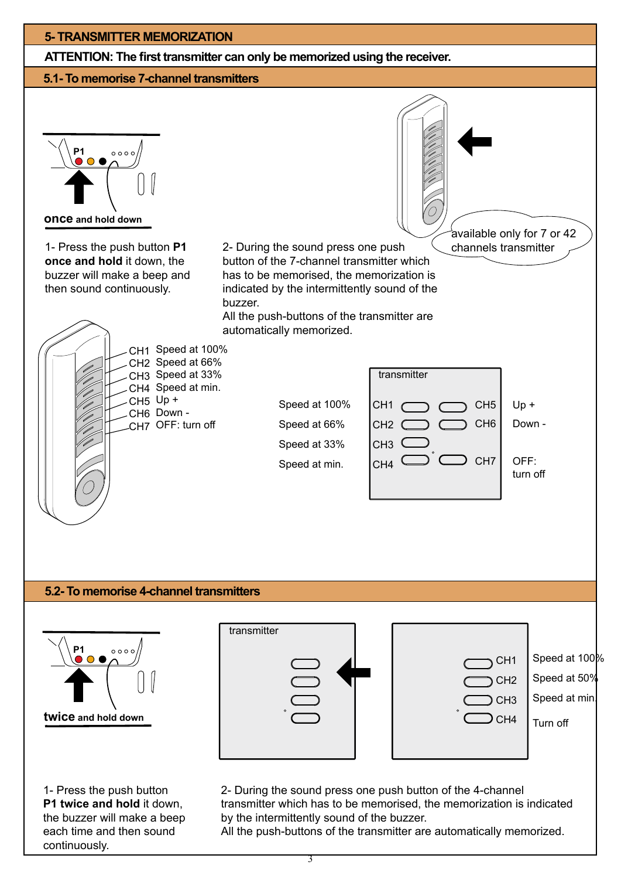## 5- TRANSMITTER MEMORIZATION

**ATTENTION: The first transmitter can only be memorized using the receiver.**

### 5.1- To memorise 7-channel transmitters

P1

**once and hold down**

available only for 7 or 42 channels transmitter

1- Press the push button **P1 once and hold** it down, the buzzer will make a beep and then sound continuously.

2- During the sound press one push button of the 7-channel transmitter which has to be memorised, the memorization is indicated by the intermittently sound of the buzzer.
All the push-buttons of the transmitter are automatically memorized.

- CH1 Speed at 100%
- CH2 Speed at 66%
- CH3 Speed at 33%
- CH4 Speed at min.
- CH5 Up +
- CH6 Down -
- CH7 OFF: turn off

transmitter

| | | | |
|---|---|---|---|
| Speed at 100% | CH1 | CH5 | Up + |
| Speed at 66% | CH2 | CH6 | Down - |
| Speed at 33% | CH3 | | |
| Speed at min. | CH4 | CH7 | OFF: turn off |

### 5.2- To memorise 4-channel transmitters

P1

**twice and hold down**

transmitter

| | |
|---|---|
| CH1 | Speed at 100% |
| CH2 | Speed at 50% |
| CH3 | Speed at min. |
| CH4 | Turn off |

1- Press the push button **P1 twice and hold** it down, the buzzer will make a beep each time and then sound continuously.

2- During the sound press one push button of the 4-channel transmitter which has to be memorised, the memorization is indicated by the intermittently sound of the buzzer.
All the push-buttons of the transmitter are automatically memorized.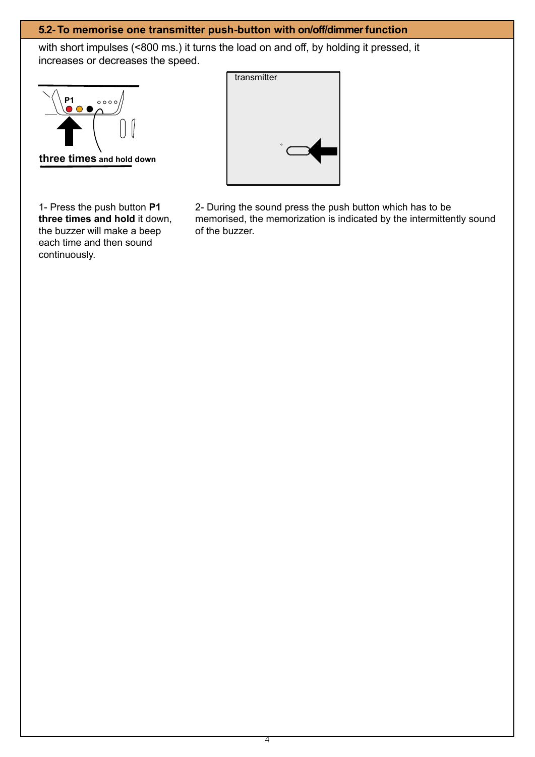## 5.2- To memorise one transmitter push-button with on/off/dimmer function

with short impulses (<800 ms.) it turns the load on and off, by holding it pressed, it increases or decreases the speed.

P1

**three times** **and hold down**

transmitter

1- Press the push button **P1** **three times and hold** it down, the buzzer will make a beep each time and then sound continuously.

2- During the sound press the push button which has to be memorised, the memorization is indicated by the intermittently sound of the buzzer.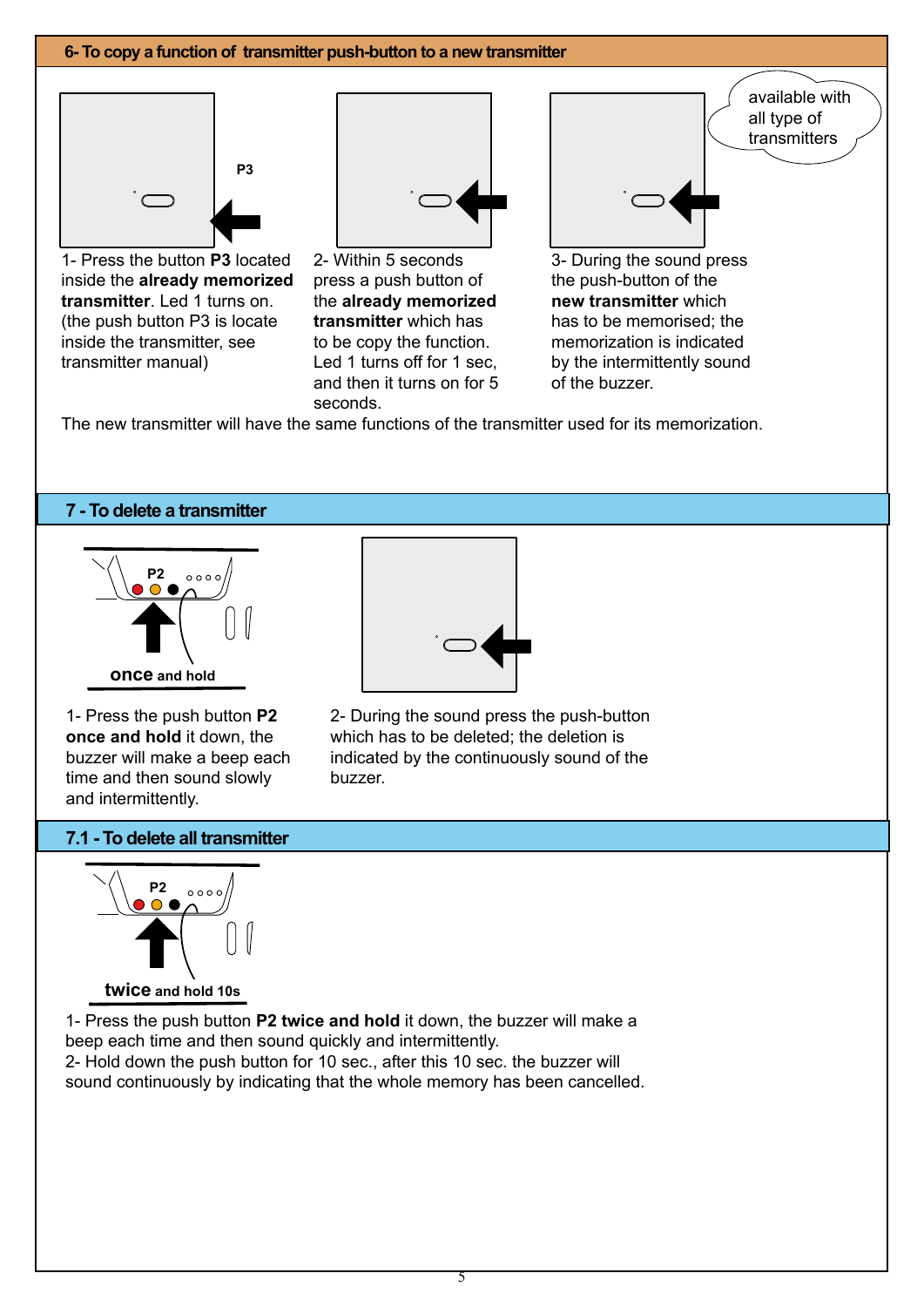## 6- To copy a function of transmitter push-button to a new transmitter

P3

available with all type of transmitters

1- Press the button **P3** located inside the **already memorized transmitter**. Led 1 turns on. (the push button P3 is locate inside the transmitter, see transmitter manual)

2- Within 5 seconds press a push button of the **already memorized transmitter** which has to be copy the function. Led 1 turns off for 1 sec, and then it turns on for 5 seconds.

3- During the sound press the push-button of the **new transmitter** which has to be memorised; the memorization is indicated by the intermittently sound of the buzzer.

The new transmitter will have the same functions of the transmitter used for its memorization.

## 7 - To delete a transmitter

P2

**once and hold**

1- Press the push button **P2 once and hold** it down, the buzzer will make a beep each time and then sound slowly and intermittently.

2- During the sound press the push-button which has to be deleted; the deletion is indicated by the continuously sound of the buzzer.

## 7.1 - To delete all transmitter

P2

**twice and hold 10s**

1- Press the push button **P2 twice and hold** it down, the buzzer will make a beep each time and then sound quickly and intermittently.
2- Hold down the push button for 10 sec., after this 10 sec. the buzzer will sound continuously by indicating that the whole memory has been cancelled.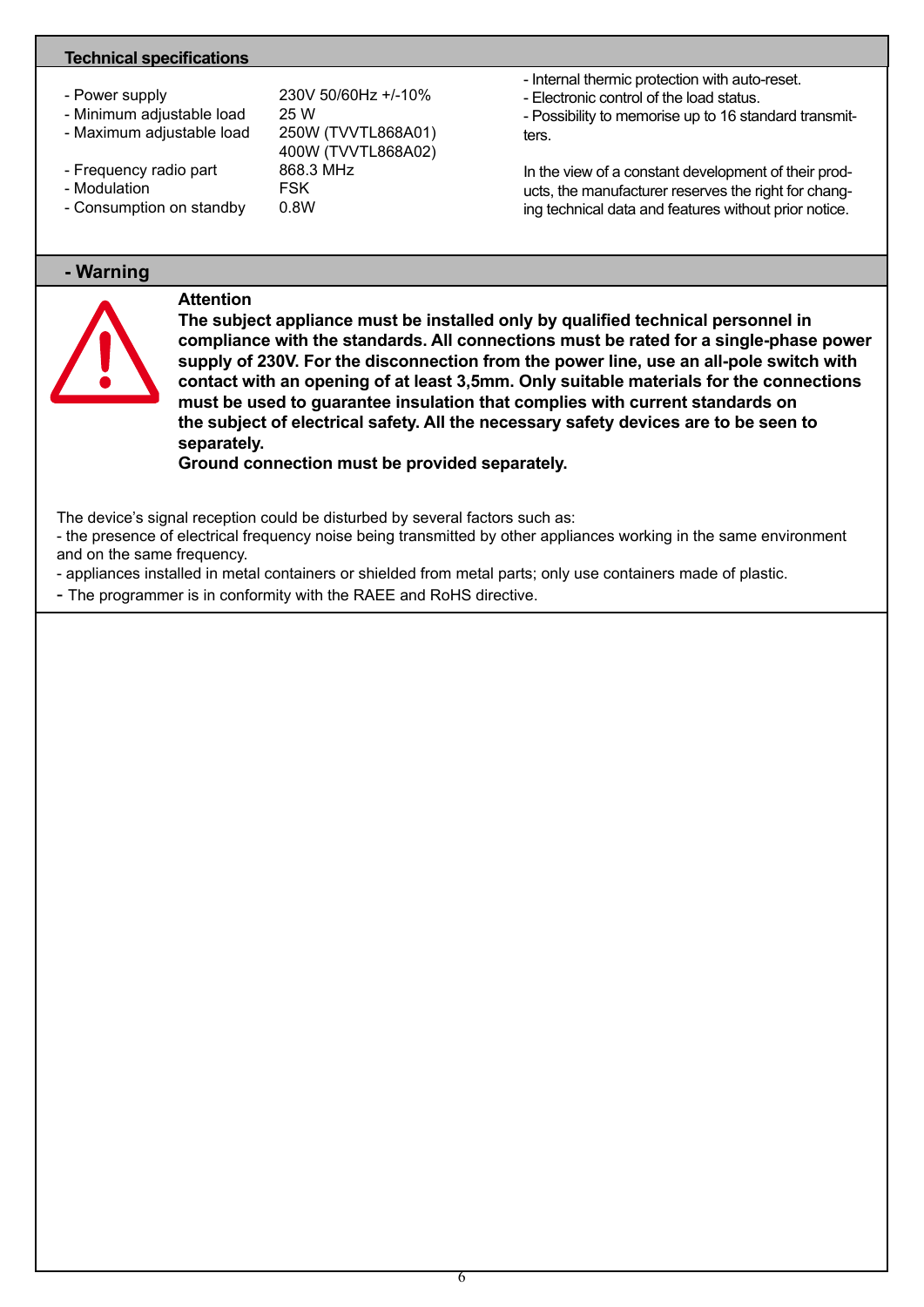## Technical specifications

| | |
|---|---|
| - Power supply | 230V 50/60Hz +/-10% |
| - Minimum adjustable load | 25 W |
| - Maximum adjustable load | 250W (TVVTL868A01)<br>400W (TVVTL868A02) |
| - Frequency radio part | 868.3 MHz |
| - Modulation | FSK |
| - Consumption on standby | 0.8W |

- Internal thermic protection with auto-reset.
- Electronic control of the load status.
- Possibility to memorise up to 16 standard transmitters.

In the view of a constant development of their products, the manufacturer reserves the right for changing technical data and features without prior notice.

## - Warning

**Attention**

**The subject appliance must be installed only by qualified technical personnel in compliance with the standards. All connections must be rated for a single-phase power supply of 230V. For the disconnection from the power line, use an all-pole switch with contact with an opening of at least 3,5mm. Only suitable materials for the connections must be used to guarantee insulation that complies with current standards on the subject of electrical safety. All the necessary safety devices are to be seen to separately.**

**Ground connection must be provided separately.**

The device's signal reception could be disturbed by several factors such as:

- the presence of electrical frequency noise being transmitted by other appliances working in the same environment and on the same frequency.
- appliances installed in metal containers or shielded from metal parts; only use containers made of plastic.
- The programmer is in conformity with the RAEE and RoHS directive.